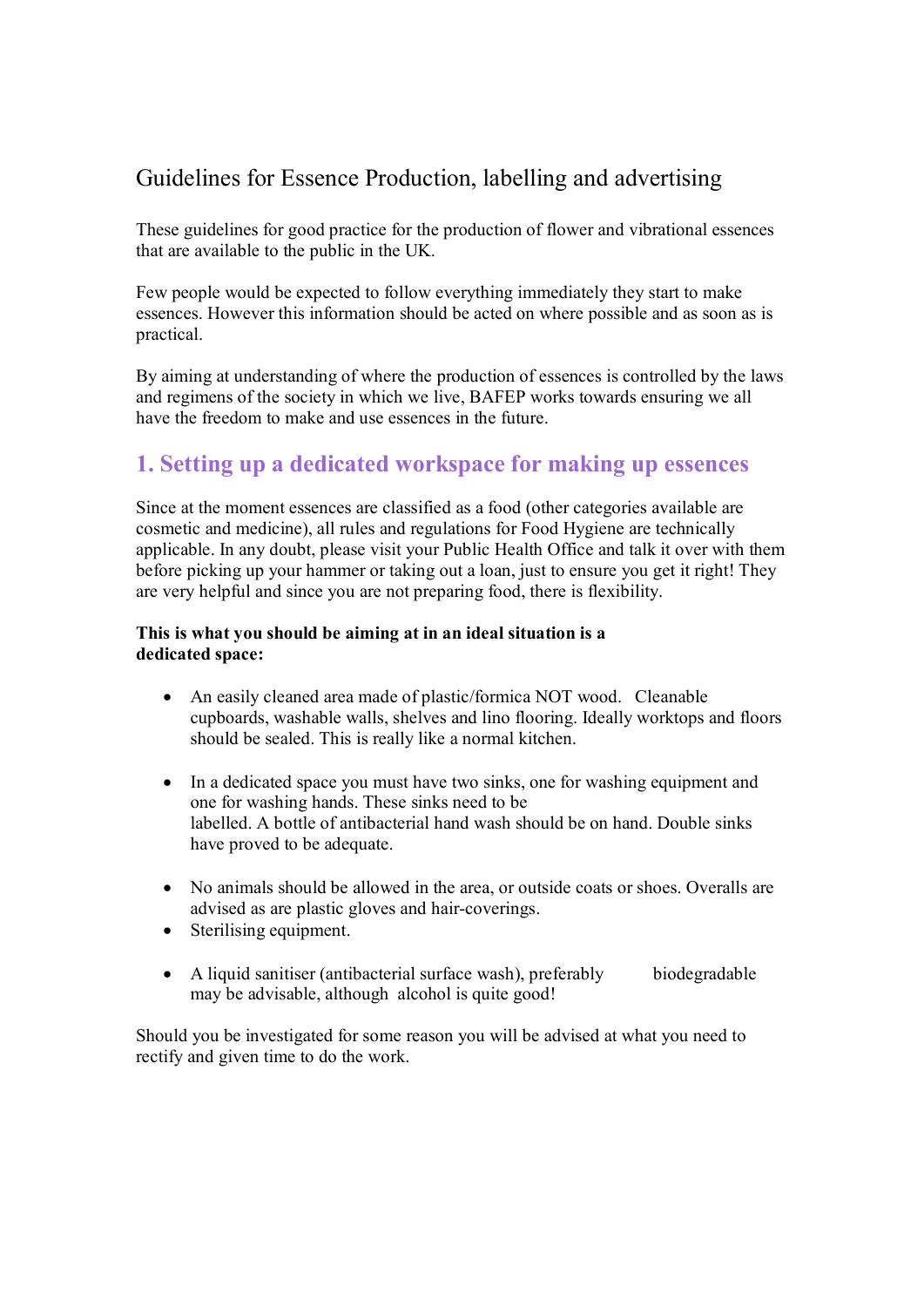# Guidelines for Essence Production, labelling and advertising

These guidelines for good practice for the production of flower and vibrational essences that are available to the public in the UK.

Few people would be expected to follow everything immediately they start to make essences. However this information should be acted on where possible and as soon as is practical.

By aiming at understanding of where the production of essences is controlled by the laws and regimens of the society in which we live, BAFEP works towards ensuring we all have the freedom to make and use essences in the future.

## 1. Setting up a dedicated workspace for making up essences

Since at the moment essences are classified as a food (other categories available are cosmetic and medicine), all rules and regulations for Food Hygiene are technically applicable. In any doubt, please visit your Public Health Office and talk it over with them before picking up your hammer or taking out a loan, just to ensure you get it right! They are very helpful and since you are not preparing food, there is flexibility.

**This is what you should be aiming at in an ideal situation is a dedicated space:**

- An easily cleaned area made of plastic/formica NOT wood. Cleanable cupboards, washable walls, shelves and lino flooring. Ideally worktops and floors should be sealed. This is really like a normal kitchen.
- In a dedicated space you must have two sinks, one for washing equipment and one for washing hands. These sinks need to be labelled. A bottle of antibacterial hand wash should be on hand. Double sinks have proved to be adequate.
- No animals should be allowed in the area, or outside coats or shoes. Overalls are advised as are plastic gloves and hair-coverings.
- Sterilising equipment.
- A liquid sanitiser (antibacterial surface wash), preferably biodegradable may be advisable, although alcohol is quite good!

Should you be investigated for some reason you will be advised at what you need to rectify and given time to do the work.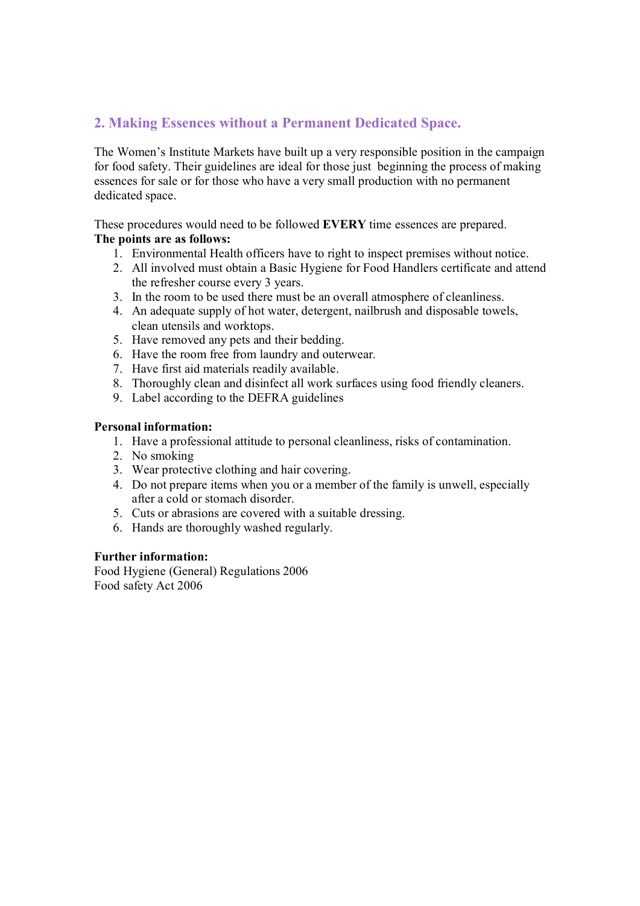## 2. Making Essences without a Permanent Dedicated Space.

The Women's Institute Markets have built up a very responsible position in the campaign for food safety. Their guidelines are ideal for those just beginning the process of making essences for sale or for those who have a very small production with no permanent dedicated space.

These procedures would need to be followed **EVERY** time essences are prepared.

**The points are as follows:**

1. Environmental Health officers have to right to inspect premises without notice.
2. All involved must obtain a Basic Hygiene for Food Handlers certificate and attend the refresher course every 3 years.
3. In the room to be used there must be an overall atmosphere of cleanliness.
4. An adequate supply of hot water, detergent, nailbrush and disposable towels, clean utensils and worktops.
5. Have removed any pets and their bedding.
6. Have the room free from laundry and outerwear.
7. Have first aid materials readily available.
8. Thoroughly clean and disinfect all work surfaces using food friendly cleaners.
9. Label according to the DEFRA guidelines

**Personal information:**

1. Have a professional attitude to personal cleanliness, risks of contamination.
2. No smoking
3. Wear protective clothing and hair covering.
4. Do not prepare items when you or a member of the family is unwell, especially after a cold or stomach disorder.
5. Cuts or abrasions are covered with a suitable dressing.
6. Hands are thoroughly washed regularly.

**Further information:**

Food Hygiene (General) Regulations 2006
Food safety Act 2006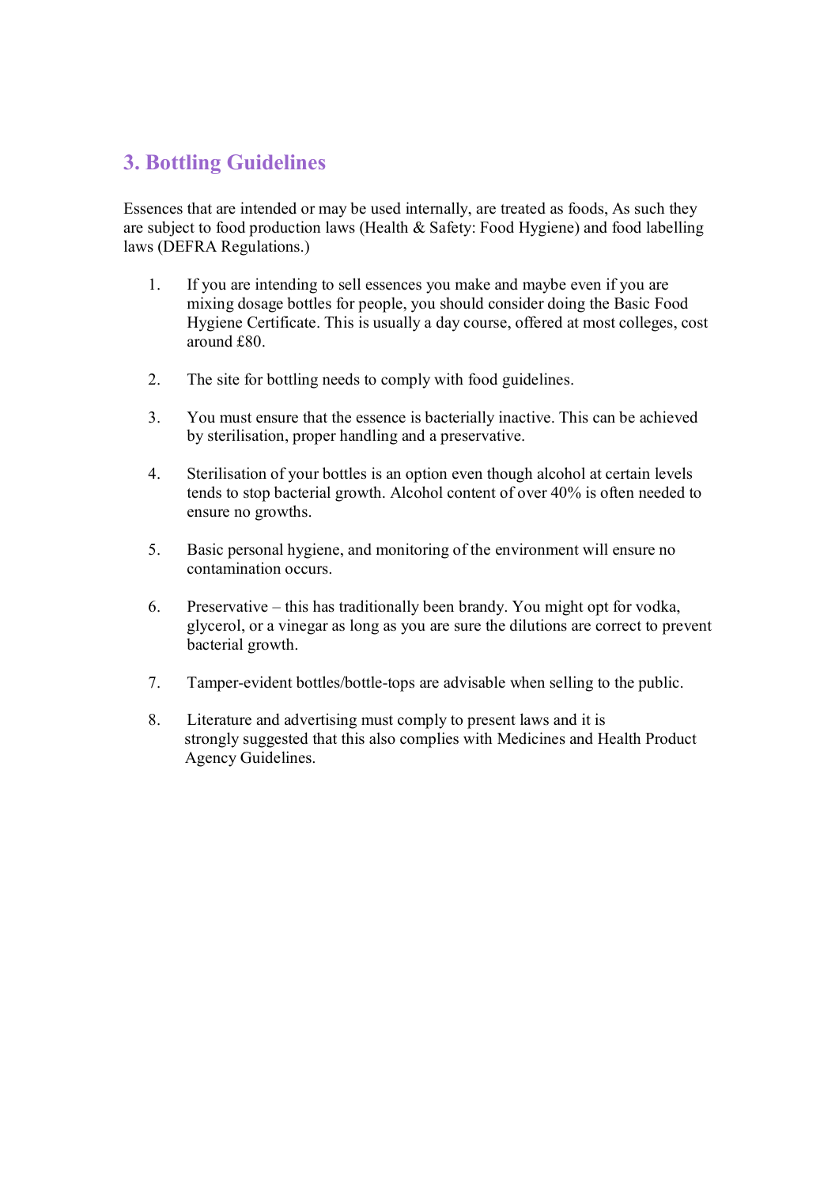## 3. Bottling Guidelines

Essences that are intended or may be used internally, are treated as foods, As such they are subject to food production laws (Health & Safety: Food Hygiene) and food labelling laws (DEFRA Regulations.)

1. If you are intending to sell essences you make and maybe even if you are mixing dosage bottles for people, you should consider doing the Basic Food Hygiene Certificate. This is usually a day course, offered at most colleges, cost around £80.

2. The site for bottling needs to comply with food guidelines.

3. You must ensure that the essence is bacterially inactive. This can be achieved by sterilisation, proper handling and a preservative.

4. Sterilisation of your bottles is an option even though alcohol at certain levels tends to stop bacterial growth. Alcohol content of over 40% is often needed to ensure no growths.

5. Basic personal hygiene, and monitoring of the environment will ensure no contamination occurs.

6. Preservative – this has traditionally been brandy. You might opt for vodka, glycerol, or a vinegar as long as you are sure the dilutions are correct to prevent bacterial growth.

7. Tamper-evident bottles/bottle-tops are advisable when selling to the public.

8. Literature and advertising must comply to present laws and it is strongly suggested that this also complies with Medicines and Health Product Agency Guidelines.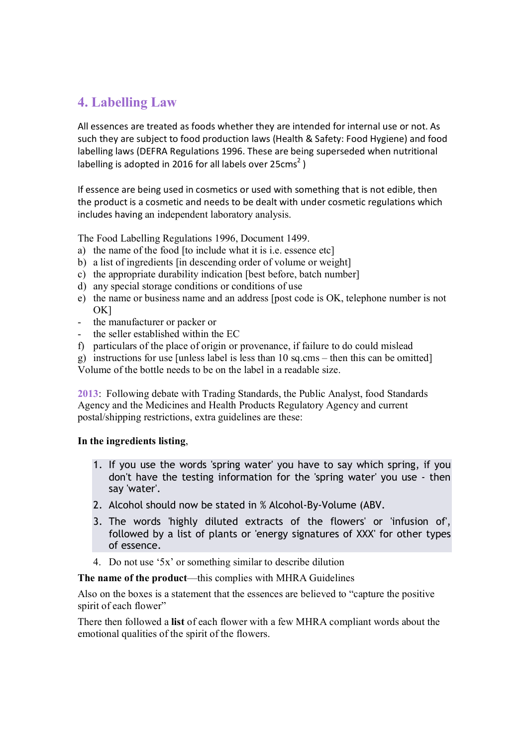## 4. Labelling Law

All essences are treated as foods whether they are intended for internal use or not. As such they are subject to food production laws (Health & Safety: Food Hygiene) and food labelling laws (DEFRA Regulations 1996. These are being superseded when nutritional labelling is adopted in 2016 for all labels over 25cms$^2$ )

If essence are being used in cosmetics or used with something that is not edible, then the product is a cosmetic and needs to be dealt with under cosmetic regulations which includes having an independent laboratory analysis.

The Food Labelling Regulations 1996, Document 1499.

a) the name of the food [to include what it is i.e. essence etc]
b) a list of ingredients [in descending order of volume or weight]
c) the appropriate durability indication [best before, batch number]
d) any special storage conditions or conditions of use
e) the name or business name and an address [post code is OK, telephone number is not OK]
   - the manufacturer or packer or
   - the seller established within the EC
f) particulars of the place of origin or provenance, if failure to do could mislead
g) instructions for use [unless label is less than 10 sq.cms – then this can be omitted]

Volume of the bottle needs to be on the label in a readable size.

**2013**: Following debate with Trading Standards, the Public Analyst, food Standards Agency and the Medicines and Health Products Regulatory Agency and current postal/shipping restrictions, extra guidelines are these:

**In the ingredients listing**,

1. If you use the words 'spring water' you have to say which spring, if you don't have the testing information for the 'spring water' you use - then say 'water'.
2. Alcohol should now be stated in % Alcohol-By-Volume (ABV.
3. The words 'highly diluted extracts of the flowers' or 'infusion of', followed by a list of plants or 'energy signatures of XXX' for other types of essence.
4. Do not use '5x' or something similar to describe dilution

**The name of the product**—this complies with MHRA Guidelines

Also on the boxes is a statement that the essences are believed to "capture the positive spirit of each flower"

There then followed a **list** of each flower with a few MHRA compliant words about the emotional qualities of the spirit of the flowers.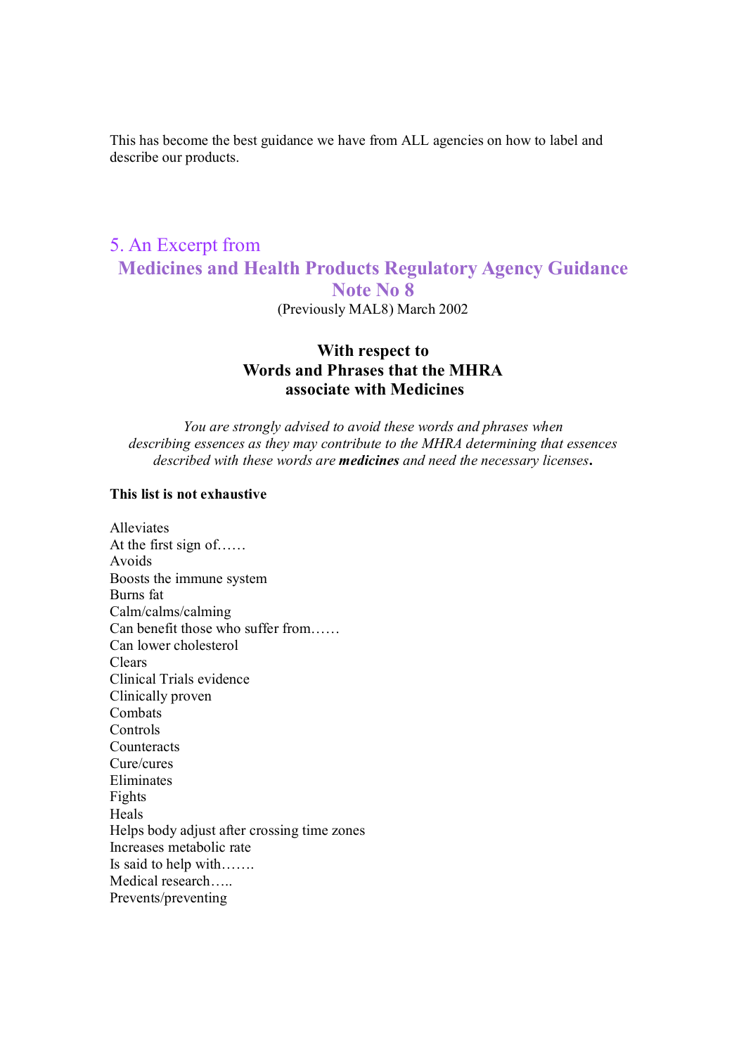This has become the best guidance we have from ALL agencies on how to label and describe our products.

## 5. An Excerpt from

## Medicines and Health Products Regulatory Agency Guidance Note No 8

(Previously MAL8) March 2002

### With respect to Words and Phrases that the MHRA associate with Medicines

*You are strongly advised to avoid these words and phrases when describing essences as they may contribute to the MHRA determining that essences described with these words are **medicines** and need the necessary licenses**.***

**This list is not exhaustive**

Alleviates
At the first sign of……
Avoids
Boosts the immune system
Burns fat
Calm/calms/calming
Can benefit those who suffer from……
Can lower cholesterol
Clears
Clinical Trials evidence
Clinically proven
Combats
Controls
Counteracts
Cure/cures
Eliminates
Fights
Heals
Helps body adjust after crossing time zones
Increases metabolic rate
Is said to help with…….
Medical research…..
Prevents/preventing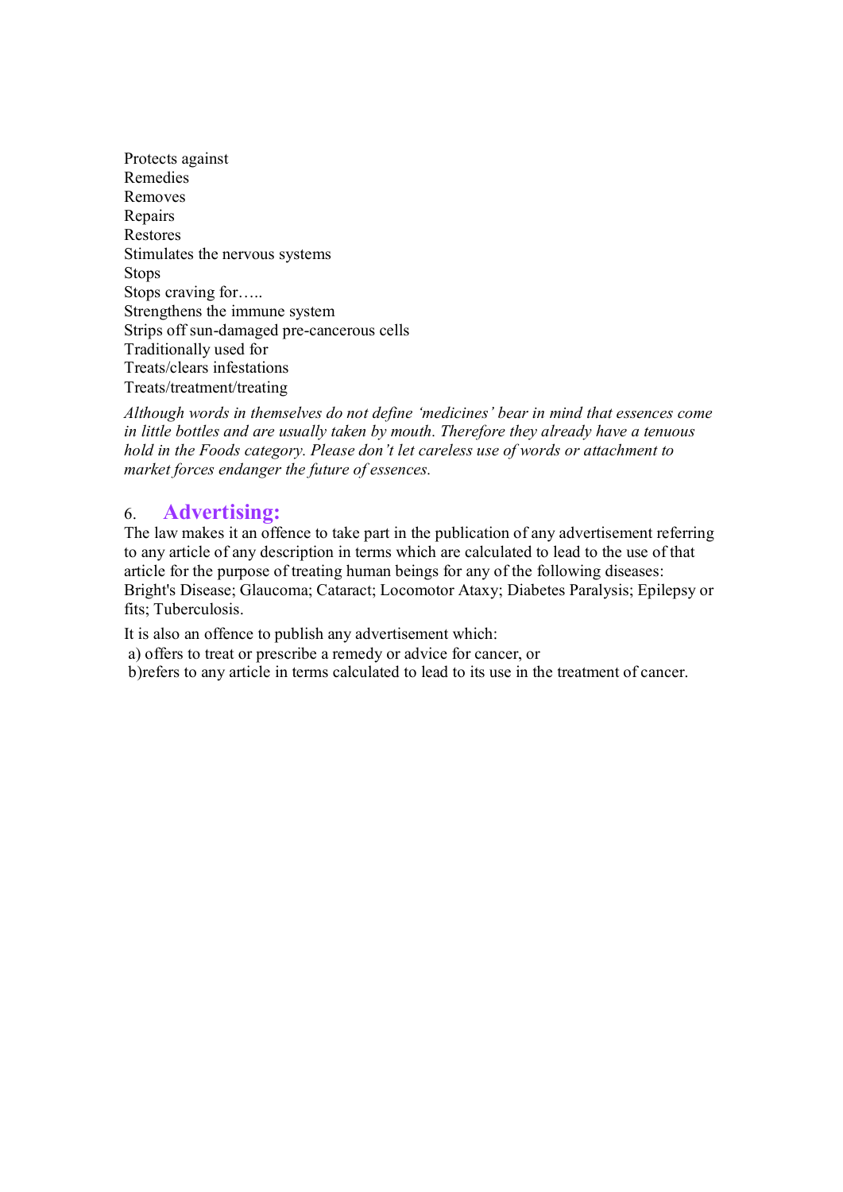Protects against
Remedies
Removes
Repairs
Restores
Stimulates the nervous systems
Stops
Stops craving for…..
Strengthens the immune system
Strips off sun-damaged pre-cancerous cells
Traditionally used for
Treats/clears infestations
Treats/treatment/treating

*Although words in themselves do not define 'medicines' bear in mind that essences come in little bottles and are usually taken by mouth. Therefore they already have a tenuous hold in the Foods category. Please don't let careless use of words or attachment to market forces endanger the future of essences.*

## 6. Advertising:

The law makes it an offence to take part in the publication of any advertisement referring to any article of any description in terms which are calculated to lead to the use of that article for the purpose of treating human beings for any of the following diseases: Bright's Disease; Glaucoma; Cataract; Locomotor Ataxy; Diabetes Paralysis; Epilepsy or fits; Tuberculosis.

It is also an offence to publish any advertisement which:

a) offers to treat or prescribe a remedy or advice for cancer, or
b)refers to any article in terms calculated to lead to its use in the treatment of cancer.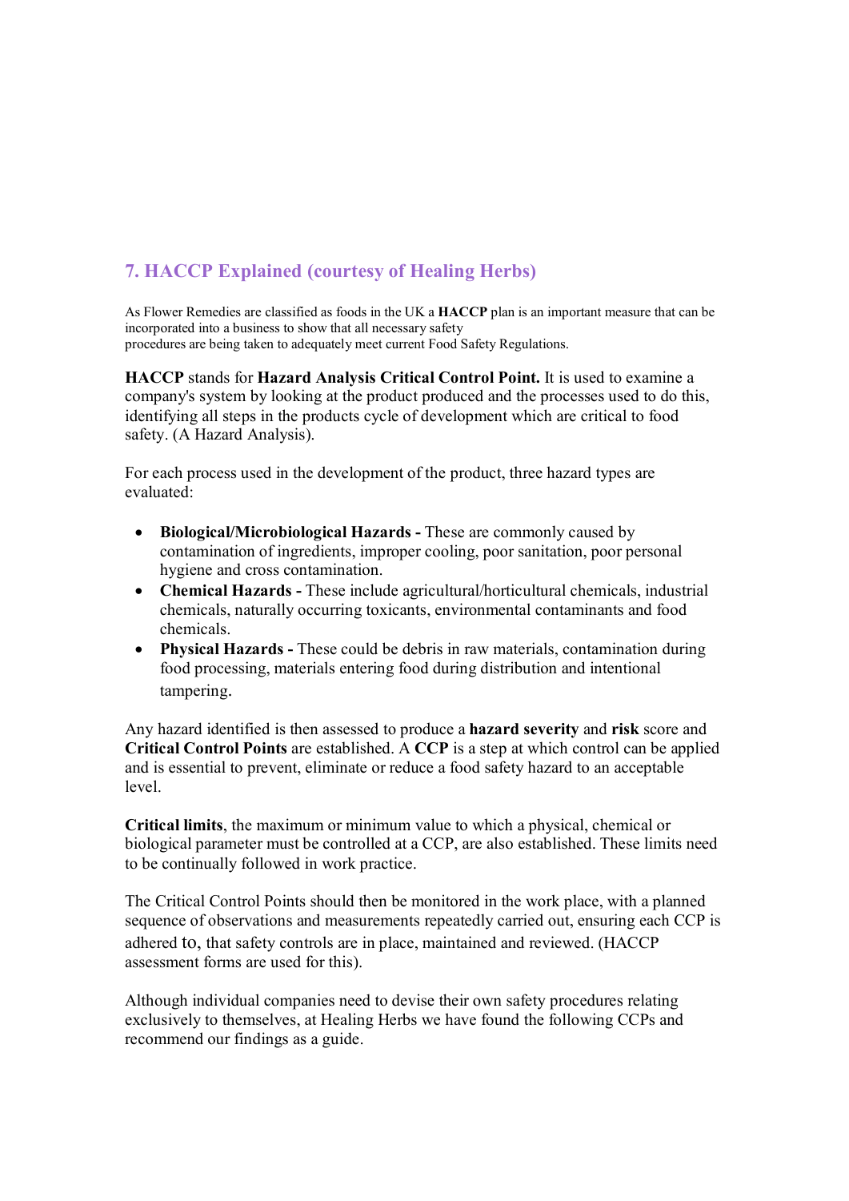## 7. HACCP Explained (courtesy of Healing Herbs)

As Flower Remedies are classified as foods in the UK a **HACCP** plan is an important measure that can be incorporated into a business to show that all necessary safety procedures are being taken to adequately meet current Food Safety Regulations.

**HACCP** stands for **Hazard Analysis Critical Control Point.** It is used to examine a company's system by looking at the product produced and the processes used to do this, identifying all steps in the products cycle of development which are critical to food safety. (A Hazard Analysis).

For each process used in the development of the product, three hazard types are evaluated:

- **Biological/Microbiological Hazards -** These are commonly caused by contamination of ingredients, improper cooling, poor sanitation, poor personal hygiene and cross contamination.
- **Chemical Hazards -** These include agricultural/horticultural chemicals, industrial chemicals, naturally occurring toxicants, environmental contaminants and food chemicals.
- **Physical Hazards -** These could be debris in raw materials, contamination during food processing, materials entering food during distribution and intentional tampering.

Any hazard identified is then assessed to produce a **hazard severity** and **risk** score and **Critical Control Points** are established. A **CCP** is a step at which control can be applied and is essential to prevent, eliminate or reduce a food safety hazard to an acceptable level.

**Critical limits**, the maximum or minimum value to which a physical, chemical or biological parameter must be controlled at a CCP, are also established. These limits need to be continually followed in work practice.

The Critical Control Points should then be monitored in the work place, with a planned sequence of observations and measurements repeatedly carried out, ensuring each CCP is adhered to, that safety controls are in place, maintained and reviewed. (HACCP assessment forms are used for this).

Although individual companies need to devise their own safety procedures relating exclusively to themselves, at Healing Herbs we have found the following CCPs and recommend our findings as a guide.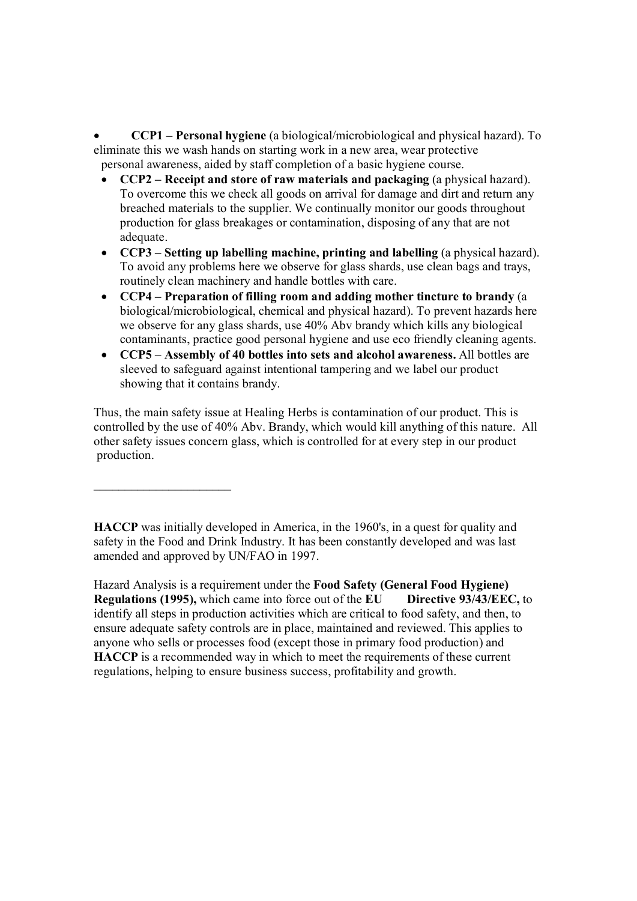- **CCP1 – Personal hygiene** (a biological/microbiological and physical hazard). To eliminate this we wash hands on starting work in a new area, wear protective personal awareness, aided by staff completion of a basic hygiene course.
- **CCP2 – Receipt and store of raw materials and packaging** (a physical hazard). To overcome this we check all goods on arrival for damage and dirt and return any breached materials to the supplier. We continually monitor our goods throughout production for glass breakages or contamination, disposing of any that are not adequate.
- **CCP3 – Setting up labelling machine, printing and labelling** (a physical hazard). To avoid any problems here we observe for glass shards, use clean bags and trays, routinely clean machinery and handle bottles with care.
- **CCP4 – Preparation of filling room and adding mother tincture to brandy** (a biological/microbiological, chemical and physical hazard). To prevent hazards here we observe for any glass shards, use 40% Abv brandy which kills any biological contaminants, practice good personal hygiene and use eco friendly cleaning agents.
- **CCP5 – Assembly of 40 bottles into sets and alcohol awareness.** All bottles are sleeved to safeguard against intentional tampering and we label our product showing that it contains brandy.

Thus, the main safety issue at Healing Herbs is contamination of our product. This is controlled by the use of 40% Abv. Brandy, which would kill anything of this nature. All other safety issues concern glass, which is controlled for at every step in our product production.

---

**HACCP** was initially developed in America, in the 1960's, in a quest for quality and safety in the Food and Drink Industry. It has been constantly developed and was last amended and approved by UN/FAO in 1997.

Hazard Analysis is a requirement under the **Food Safety (General Food Hygiene) Regulations (1995),** which came into force out of the **EU Directive 93/43/EEC,** to identify all steps in production activities which are critical to food safety, and then, to ensure adequate safety controls are in place, maintained and reviewed. This applies to anyone who sells or processes food (except those in primary food production) and **HACCP** is a recommended way in which to meet the requirements of these current regulations, helping to ensure business success, profitability and growth.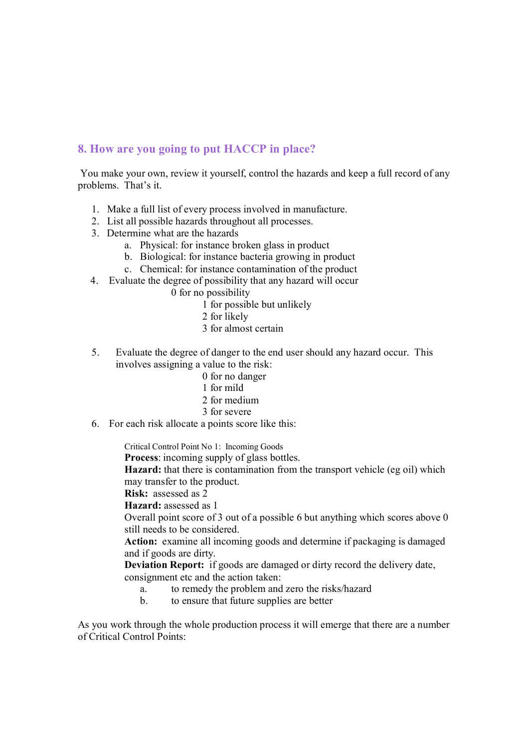## 8. How are you going to put HACCP in place?

You make your own, review it yourself, control the hazards and keep a full record of any problems. That's it.

1. Make a full list of every process involved in manufacture.
2. List all possible hazards throughout all processes.
3. Determine what are the hazards
   a. Physical: for instance broken glass in product
   b. Biological: for instance bacteria growing in product
   c. Chemical: for instance contamination of the product
4. Evaluate the degree of possibility that any hazard will occur
   - 0 for no possibility
   - 1 for possible but unlikely
   - 2 for likely
   - 3 for almost certain

5. Evaluate the degree of danger to the end user should any hazard occur. This involves assigning a value to the risk:
   - 0 for no danger
   - 1 for mild
   - 2 for medium
   - 3 for severe
6. For each risk allocate a points score like this:

   Critical Control Point No 1: Incoming Goods
   **Process**: incoming supply of glass bottles.
   **Hazard:** that there is contamination from the transport vehicle (eg oil) which may transfer to the product.
   **Risk:** assessed as 2
   **Hazard:** assessed as 1
   Overall point score of 3 out of a possible 6 but anything which scores above 0 still needs to be considered.
   **Action:** examine all incoming goods and determine if packaging is damaged and if goods are dirty.
   **Deviation Report:** if goods are damaged or dirty record the delivery date, consignment etc and the action taken:
   a. to remedy the problem and zero the risks/hazard
   b. to ensure that future supplies are better

As you work through the whole production process it will emerge that there are a number of Critical Control Points: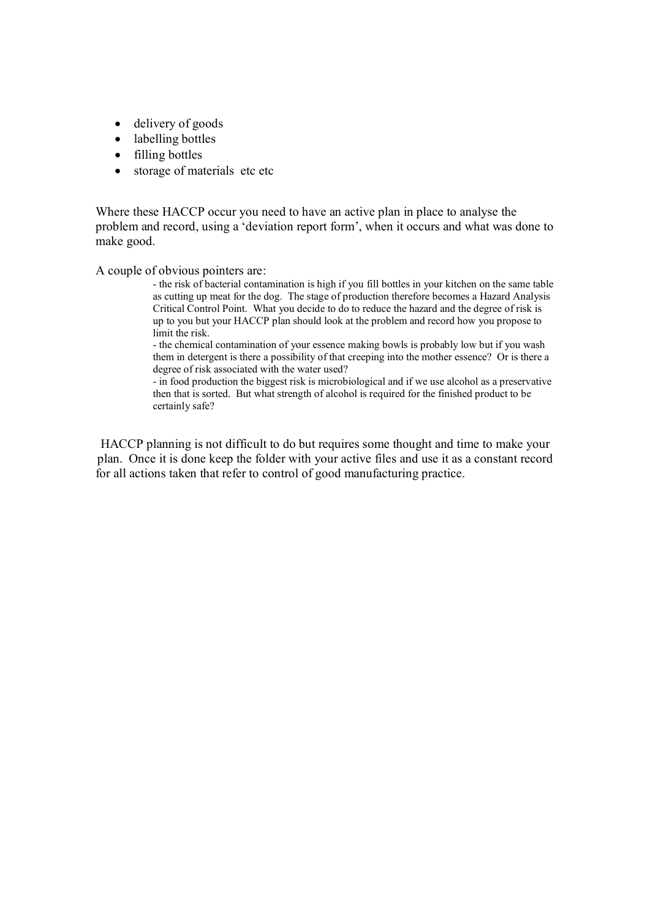- delivery of goods
- labelling bottles
- filling bottles
- storage of materials etc etc

Where these HACCP occur you need to have an active plan in place to analyse the problem and record, using a 'deviation report form', when it occurs and what was done to make good.

A couple of obvious pointers are:

> - the risk of bacterial contamination is high if you fill bottles in your kitchen on the same table as cutting up meat for the dog. The stage of production therefore becomes a Hazard Analysis Critical Control Point. What you decide to do to reduce the hazard and the degree of risk is up to you but your HACCP plan should look at the problem and record how you propose to limit the risk.
>
> - the chemical contamination of your essence making bowls is probably low but if you wash them in detergent is there a possibility of that creeping into the mother essence? Or is there a degree of risk associated with the water used?
>
> - in food production the biggest risk is microbiological and if we use alcohol as a preservative then that is sorted. But what strength of alcohol is required for the finished product to be certainly safe?

HACCP planning is not difficult to do but requires some thought and time to make your plan. Once it is done keep the folder with your active files and use it as a constant record for all actions taken that refer to control of good manufacturing practice.